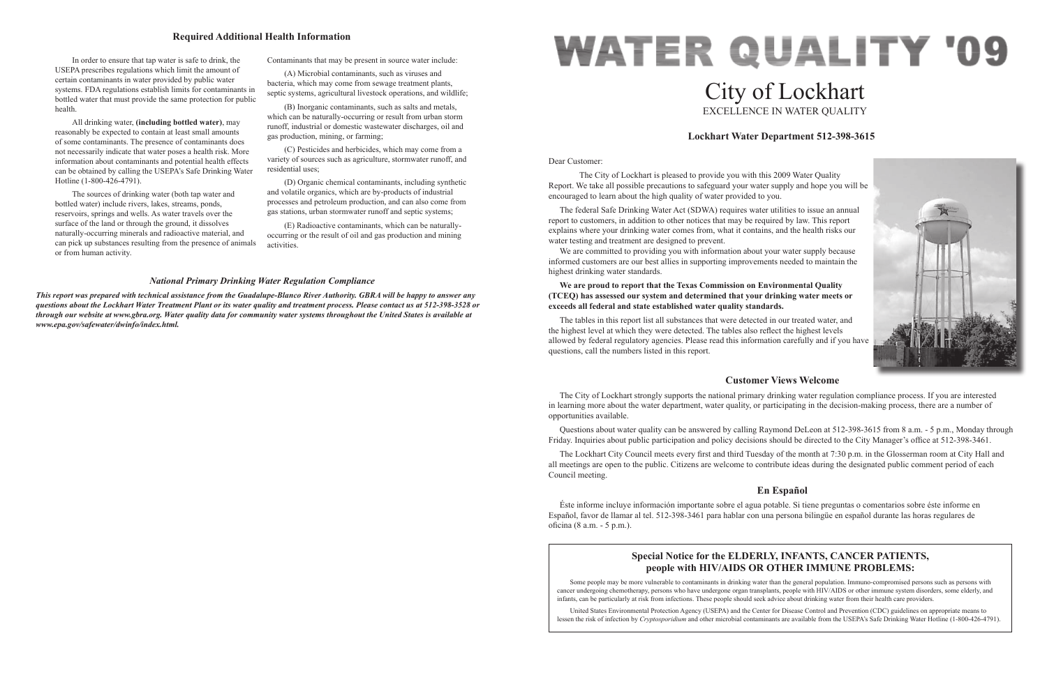## Required Additional Health Information

In order to ensure that tap water is safe to drink, the USEPA prescribes regulations which limit the amount of certain contaminants in water provided by public water systems. FDA regulations establish limits for contaminants in bottled water that must provide the same protection for public health.

All drinking water, **(including bottled water)**, may reasonably be expected to contain at least small amounts of some contaminants. The presence of contaminants does not necessarily indicate that water poses a health risk. More information about contaminants and potential health effects can be obtained by calling the USEPA's Safe Drinking Water Hotline (1-800-426-4791).

The sources of drinking water (both tap water and bottled water) include rivers, lakes, streams, ponds, reservoirs, springs and wells. As water travels over the surface of the land or through the ground, it dissolves naturally-occurring minerals and radioactive material, and can pick up substances resulting from the presence of animals or from human activity.

Contaminants that may be present in source water include:

(A) Microbial contaminants, such as viruses and bacteria, which may come from sewage treatment plants, septic systems, agricultural livestock operations, and wildlife;

(B) Inorganic contaminants, such as salts and metals, which can be naturally-occurring or result from urban storm runoff, industrial or domestic wastewater discharges, oil and gas production, mining, or farming;

(C) Pesticides and herbicides, which may come from a variety of sources such as agriculture, stormwater runoff, and residential uses;

(D) Organic chemical contaminants, including synthetic and volatile organics, which are by-products of industrial processes and petroleum production, and can also come from gas stations, urban stormwater runoff and septic systems;

(E) Radioactive contaminants, which can be naturally-occurring or the result of oil and gas production and mining activities.

### *National Primary Drinking Water Regulation Compliance*

***This report was prepared with technical assistance from the Guadalupe-Blanco River Authority. GBRA will be happy to answer any questions about the Lockhart Water Treatment Plant or its water quality and treatment process. Please contact us at 512-398-3528 or through our website at www.gbra.org. Water quality data for community water systems throughout the United States is available at www.epa.gov/safewater/dwinfo/index.html.***

# WATER QUALITY '09

# City of Lockhart

EXCELLENCE IN WATER QUALITY

### Lockhart Water Department 512-398-3615

Dear Customer:

The City of Lockhart is pleased to provide you with this 2009 Water Quality Report. We take all possible precautions to safeguard your water supply and hope you will be encouraged to learn about the high quality of water provided to you.

The federal Safe Drinking Water Act (SDWA) requires water utilities to issue an annual report to customers, in addition to other notices that may be required by law. This report explains where your drinking water comes from, what it contains, and the health risks our water testing and treatment are designed to prevent.

We are committed to providing you with information about your water supply because informed customers are our best allies in supporting improvements needed to maintain the highest drinking water standards.

**We are proud to report that the Texas Commission on Environmental Quality (TCEQ) has assessed our system and determined that your drinking water meets or exceeds all federal and state established water quality standards.**

The tables in this report list all substances that were detected in our treated water, and the highest level at which they were detected. The tables also reflect the highest levels allowed by federal regulatory agencies. Please read this information carefully and if you have questions, call the numbers listed in this report.

### Customer Views Welcome

The City of Lockhart strongly supports the national primary drinking water regulation compliance process. If you are interested in learning more about the water department, water quality, or participating in the decision-making process, there are a number of opportunities available.

Questions about water quality can be answered by calling Raymond DeLeon at 512-398-3615 from 8 a.m. - 5 p.m., Monday through Friday. Inquiries about public participation and policy decisions should be directed to the City Manager's office at 512-398-3461.

The Lockhart City Council meets every first and third Tuesday of the month at 7:30 p.m. in the Glosserman room at City Hall and all meetings are open to the public. Citizens are welcome to contribute ideas during the designated public comment period of each Council meeting.

### En Español

Éste informe incluye información importante sobre el agua potable. Si tiene preguntas o comentarios sobre éste informe en Español, favor de llamar al tel. 512-398-3461 para hablar con una persona bilingüe en español durante las horas regulares de oficina (8 a.m. - 5 p.m.).

### Special Notice for the ELDERLY, INFANTS, CANCER PATIENTS, people with HIV/AIDS OR OTHER IMMUNE PROBLEMS:

Some people may be more vulnerable to contaminants in drinking water than the general population. Immuno-compromised persons such as persons with cancer undergoing chemotherapy, persons who have undergone organ transplants, people with HIV/AIDS or other immune system disorders, some elderly, and infants, can be particularly at risk from infections. These people should seek advice about drinking water from their health care providers.

United States Environmental Protection Agency (USEPA) and the Center for Disease Control and Prevention (CDC) guidelines on appropriate means to lessen the risk of infection by *Cryptosporidium* and other microbial contaminants are available from the USEPA's Safe Drinking Water Hotline (1-800-426-4791).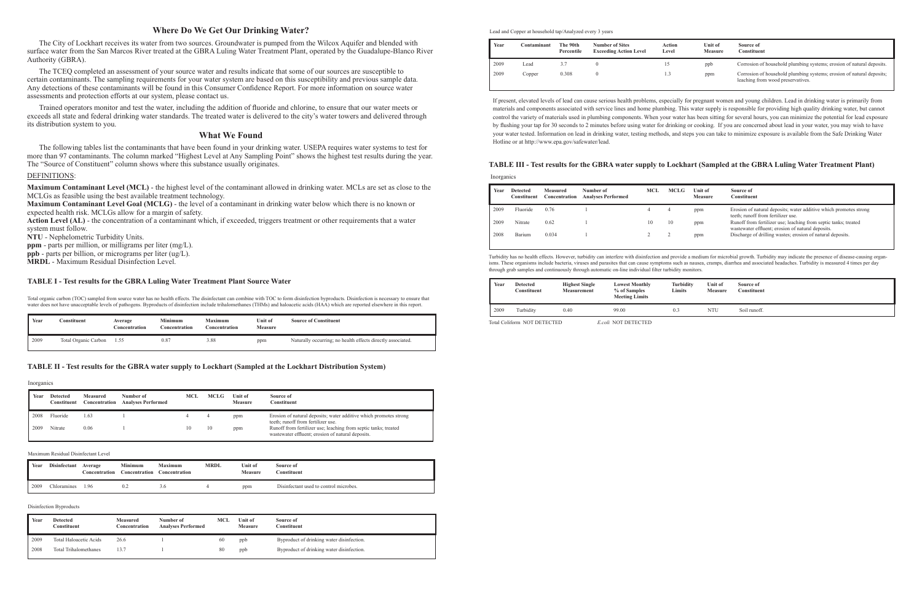## Where Do We Get Our Drinking Water?

The City of Lockhart receives its water from two sources. Groundwater is pumped from the Wilcox Aquifer and blended with surface water from the San Marcos River treated at the GBRA Luling Water Treatment Plant, operated by the Guadalupe-Blanco River Authority (GBRA).

The TCEQ completed an assessment of your source water and results indicate that some of our sources are susceptible to certain contaminants. The sampling requirements for your water system are based on this susceptibility and previous sample data. Any detections of these contaminants will be found in this Consumer Confidence Report. For more information on source water assessments and protection efforts at our system, please contact us.

Trained operators monitor and test the water, including the addition of fluoride and chlorine, to ensure that our water meets or exceeds all state and federal drinking water standards. The treated water is delivered to the city's water towers and delivered through its distribution system to you.

## What We Found

The following tables list the contaminants that have been found in your drinking water. USEPA requires water systems to test for more than 97 contaminants. The column marked "Highest Level at Any Sampling Point" shows the highest test results during the year. The "Source of Constituent" column shows where this substance usually originates.

DEFINITIONS:

**Maximum Contaminant Level (MCL)** - the highest level of the contaminant allowed in drinking water. MCLs are set as close to the MCLGs as feasible using the best available treatment technology.
**Maximum Contaminant Level Goal (MCLG)** - the level of a contaminant in drinking water below which there is no known or expected health risk. MCLGs allow for a margin of safety.
**Action Level (AL)** - the concentration of a contaminant which, if exceeded, triggers treatment or other requirements that a water system must follow.
**NTU** - Nephelometric Turbidity Units.
**ppm** - parts per million, or milligrams per liter (mg/L).
**ppb** - parts per billion, or micrograms per liter (ug/L).
**MRDL** - Maximum Residual Disinfection Level.

### TABLE I - Test results for the GBRA Luling Water Treatment Plant Source Water

Total organic carbon (TOC) sampled from source water has no health effects. The disinfectant can combine with TOC to form disinfection byproducts. Disinfection is necessary to ensure that water does not have unacceptable levels of pathogens. Byproducts of disinfection include trihalomethanes (THMs) and haloacetic acids (HAA) which are reported elsewhere in this report.

| Year | Constituent | Average Concentration | Minimum Concentration | Maximum Concentration | Unit of Measure | Source of Constituent |
|---|---|---|---|---|---|---|
| 2009 | Total Organic Carbon | 1.55 | 0.87 | 3.88 | ppm | Naturally occurring; no health effects directly associated. |

### TABLE II - Test results for the GBRA water supply to Lockhart (Sampled at the Lockhart Distribution System)

Inorganics

| Year | Detected Constituent | Measured Concentration | Number of Analyses Performed | MCL | MCLG | Unit of Measure | Source of Constituent |
|---|---|---|---|---|---|---|---|
| 2008 | Fluoride | 1.63 | 1 | 4 | 4 | ppm | Erosion of natural deposits; water additive which promotes strong teeth; runoff from fertilizer use. |
| 2009 | Nitrate | 0.06 | 1 | 10 | 10 | ppm | Runoff from fertilizer use; leaching from septic tanks; treated wastewater effluent; erosion of natural deposits. |

Maximum Residual Disinfectant Level

| Year | Disinfectant | Average Concentration | Minimum Concentration | Maximum Concentration | MRDL | Unit of Measure | Source of Constituent |
|---|---|---|---|---|---|---|---|
| 2009 | Chloramines | 1.96 | 0.2 | 3.6 | 4 | ppm | Disinfectant used to control microbes. |

Disinfection Byproducts

| Year | Detected Constituent | Measured Concentration | Number of Analyses Performed | MCL | Unit of Measure | Source of Constituent |
|---|---|---|---|---|---|---|
| 2009 | Total Haloacetic Acids | 26.6 | 1 | 60 | ppb | Byproduct of drinking water disinfection. |
| 2008 | Total Trihalomethanes | 13.7 | 1 | 80 | ppb | Byproduct of drinking water disinfection. |

Lead and Copper at household tap/Analyzed every 3 years

| Year | Contaminant | The 90th Percentile | Number of Sites Exceeding Action Level | Action Level | Unit of Measure | Source of Constituent |
|---|---|---|---|---|---|---|
| 2009 | Lead | 3.7 | 0 | 15 | ppb | Corrosion of household plumbing systems; erosion of natural deposits. |
| 2009 | Copper | 0.308 | 0 | 1.3 | ppm | Corrosion of household plumbing systems; erosion of natural deposits; leaching from wood preservatives. |

If present, elevated levels of lead can cause serious health problems, especially for pregnant women and young children. Lead in drinking water is primarily from materials and components associated with service lines and home plumbing. This water supply is responsible for providing high quality drinking water, but cannot control the variety of materials used in plumbing components. When your water has been sitting for several hours, you can minimize the potential for lead exposure by flushing your tap for 30 seconds to 2 minutes before using water for drinking or cooking. If you are concerned about lead in your water, you may wish to have your water tested. Information on lead in drinking water, testing methods, and steps you can take to minimize exposure is available from the Safe Drinking Water Hotline or at http://www.epa.gov/safewater/lead.

### TABLE III - Test results for the GBRA water supply to Lockhart (Sampled at the GBRA Luling Water Treatment Plant)

Inorganics

| Year | Detected Constituent | Measured Concentration | Number of Analyses Performed | MCL | MCLG | Unit of Measure | Source of Constituent |
|---|---|---|---|---|---|---|---|
| 2009 | Fluoride | 0.76 | 1 | 4 | 4 | ppm | Erosion of natural deposits; water additive which promotes strong teeth; runoff from fertilizer use. |
| 2009 | Nitrate | 0.62 | 1 | 10 | 10 | ppm | Runoff from fertilizer use; leaching from septic tanks; treated wastewater effluent; erosion of natural deposits. |
| 2008 | Barium | 0.034 | 1 | 2 | 2 | ppm | Discharge of drilling wastes; erosion of natural deposits. |

Turbidity has no health effects. However, turbidity can interfere with disinfection and provide a medium for microbial growth. Turbidity may indicate the presence of disease-causing organisms. These organisms include bacteria, viruses and parasites that can cause symptoms such as nausea, cramps, diarrhea and associated headaches. Turbidity is measured 4 times per day through grab samples and continuously through automatic on-line individual filter turbidity monitors.

| Year | Detected Constituent | Highest Single Measurement | Lowest Monthly % of Samples Meeting Limits | Turbidity Limits | Unit of Measure | Source of Constituent |
|---|---|---|---|---|---|---|
| 2009 | Turbidity | 0.40 | 99.00 | 0.3 | NTU | Soil runoff. |

Total Coliform NOT DETECTED *E.coli* NOT DETECTED